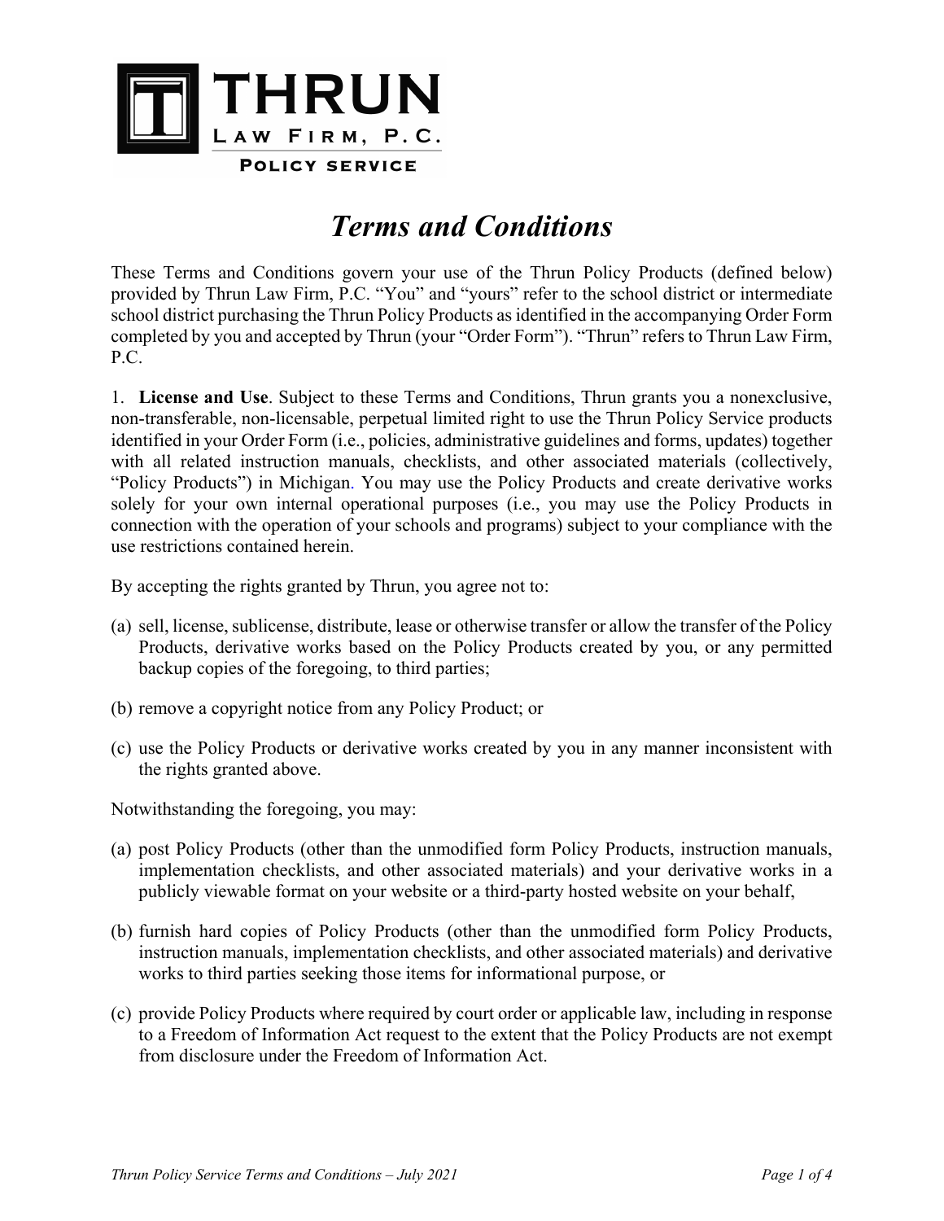THRUN

Law Firm, P.C.

Policy service

# *Terms and Conditions*

These Terms and Conditions govern your use of the Thrun Policy Products (defined below) provided by Thrun Law Firm, P.C. "You" and "yours" refer to the school district or intermediate school district purchasing the Thrun Policy Products as identified in the accompanying Order Form completed by you and accepted by Thrun (your "Order Form"). "Thrun" refers to Thrun Law Firm, P.C.

1. **License and Use**. Subject to these Terms and Conditions, Thrun grants you a nonexclusive, non-transferable, non-licensable, perpetual limited right to use the Thrun Policy Service products identified in your Order Form (i.e., policies, administrative guidelines and forms, updates) together with all related instruction manuals, checklists, and other associated materials (collectively, "Policy Products") in Michigan. You may use the Policy Products and create derivative works solely for your own internal operational purposes (i.e., you may use the Policy Products in connection with the operation of your schools and programs) subject to your compliance with the use restrictions contained herein.

By accepting the rights granted by Thrun, you agree not to:

(a) sell, license, sublicense, distribute, lease or otherwise transfer or allow the transfer of the Policy Products, derivative works based on the Policy Products created by you, or any permitted backup copies of the foregoing, to third parties;

(b) remove a copyright notice from any Policy Product; or

(c) use the Policy Products or derivative works created by you in any manner inconsistent with the rights granted above.

Notwithstanding the foregoing, you may:

(a) post Policy Products (other than the unmodified form Policy Products, instruction manuals, implementation checklists, and other associated materials) and your derivative works in a publicly viewable format on your website or a third-party hosted website on your behalf,

(b) furnish hard copies of Policy Products (other than the unmodified form Policy Products, instruction manuals, implementation checklists, and other associated materials) and derivative works to third parties seeking those items for informational purpose, or

(c) provide Policy Products where required by court order or applicable law, including in response to a Freedom of Information Act request to the extent that the Policy Products are not exempt from disclosure under the Freedom of Information Act.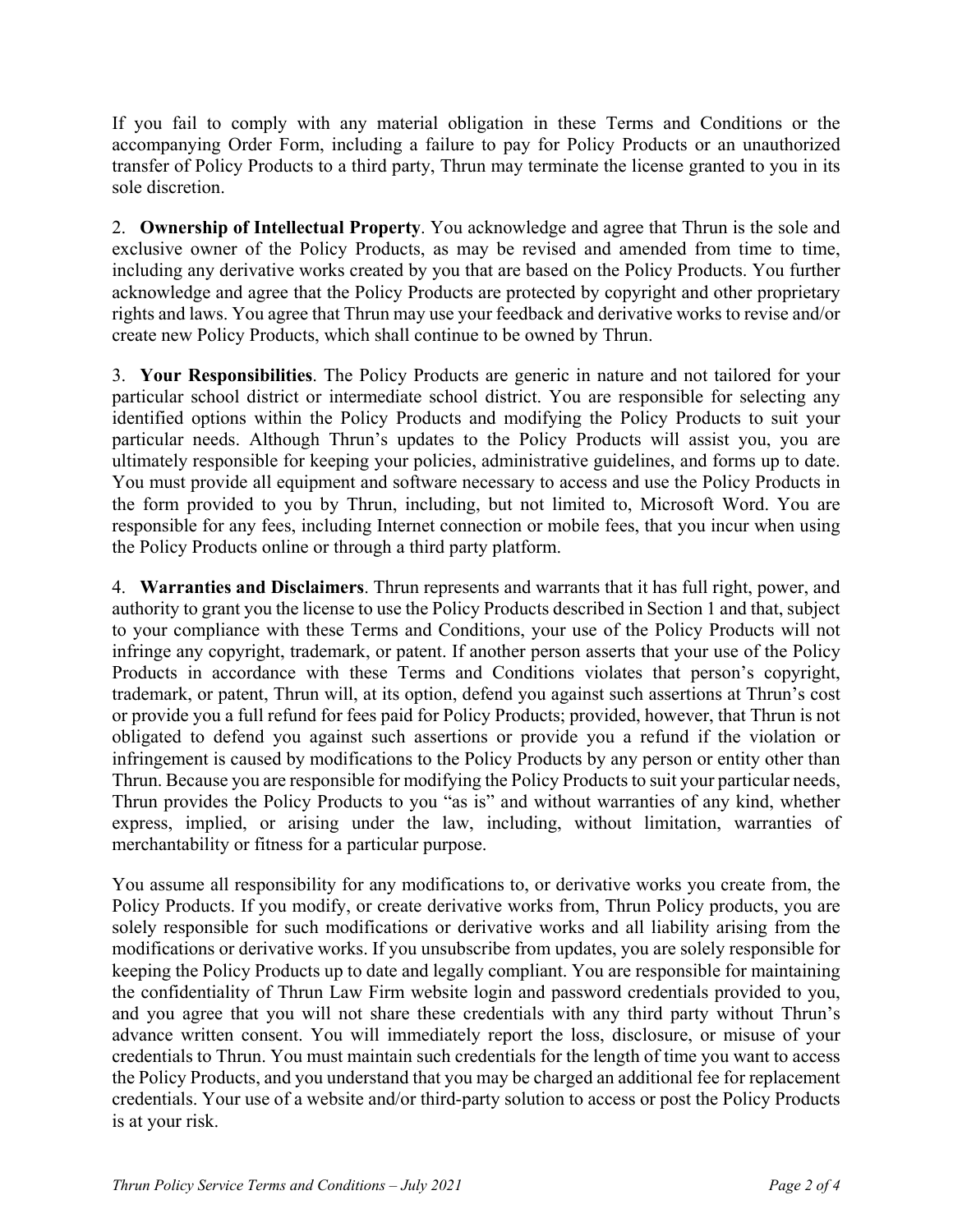If you fail to comply with any material obligation in these Terms and Conditions or the accompanying Order Form, including a failure to pay for Policy Products or an unauthorized transfer of Policy Products to a third party, Thrun may terminate the license granted to you in its sole discretion.

2. **Ownership of Intellectual Property**. You acknowledge and agree that Thrun is the sole and exclusive owner of the Policy Products, as may be revised and amended from time to time, including any derivative works created by you that are based on the Policy Products. You further acknowledge and agree that the Policy Products are protected by copyright and other proprietary rights and laws. You agree that Thrun may use your feedback and derivative works to revise and/or create new Policy Products, which shall continue to be owned by Thrun.

3. **Your Responsibilities**. The Policy Products are generic in nature and not tailored for your particular school district or intermediate school district. You are responsible for selecting any identified options within the Policy Products and modifying the Policy Products to suit your particular needs. Although Thrun's updates to the Policy Products will assist you, you are ultimately responsible for keeping your policies, administrative guidelines, and forms up to date. You must provide all equipment and software necessary to access and use the Policy Products in the form provided to you by Thrun, including, but not limited to, Microsoft Word. You are responsible for any fees, including Internet connection or mobile fees, that you incur when using the Policy Products online or through a third party platform.

4. **Warranties and Disclaimers**. Thrun represents and warrants that it has full right, power, and authority to grant you the license to use the Policy Products described in Section 1 and that, subject to your compliance with these Terms and Conditions, your use of the Policy Products will not infringe any copyright, trademark, or patent. If another person asserts that your use of the Policy Products in accordance with these Terms and Conditions violates that person's copyright, trademark, or patent, Thrun will, at its option, defend you against such assertions at Thrun's cost or provide you a full refund for fees paid for Policy Products; provided, however, that Thrun is not obligated to defend you against such assertions or provide you a refund if the violation or infringement is caused by modifications to the Policy Products by any person or entity other than Thrun. Because you are responsible for modifying the Policy Products to suit your particular needs, Thrun provides the Policy Products to you "as is" and without warranties of any kind, whether express, implied, or arising under the law, including, without limitation, warranties of merchantability or fitness for a particular purpose.

You assume all responsibility for any modifications to, or derivative works you create from, the Policy Products. If you modify, or create derivative works from, Thrun Policy products, you are solely responsible for such modifications or derivative works and all liability arising from the modifications or derivative works. If you unsubscribe from updates, you are solely responsible for keeping the Policy Products up to date and legally compliant. You are responsible for maintaining the confidentiality of Thrun Law Firm website login and password credentials provided to you, and you agree that you will not share these credentials with any third party without Thrun's advance written consent. You will immediately report the loss, disclosure, or misuse of your credentials to Thrun. You must maintain such credentials for the length of time you want to access the Policy Products, and you understand that you may be charged an additional fee for replacement credentials. Your use of a website and/or third-party solution to access or post the Policy Products is at your risk.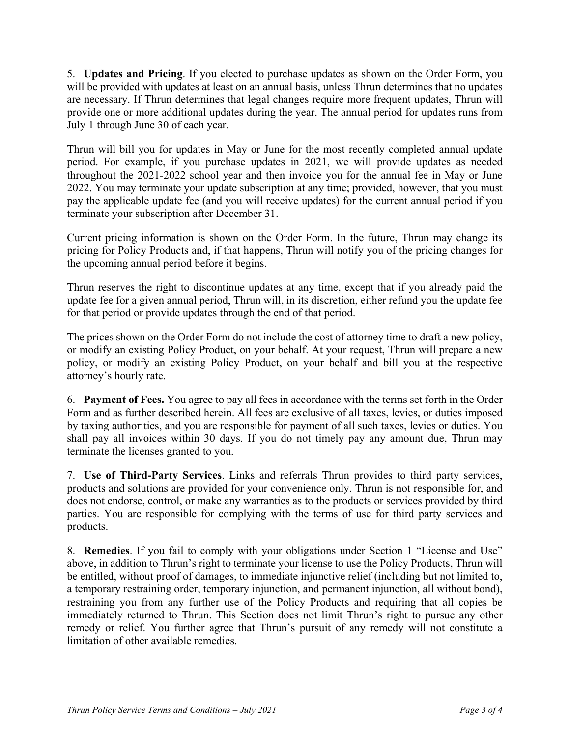5. **Updates and Pricing**. If you elected to purchase updates as shown on the Order Form, you will be provided with updates at least on an annual basis, unless Thrun determines that no updates are necessary. If Thrun determines that legal changes require more frequent updates, Thrun will provide one or more additional updates during the year. The annual period for updates runs from July 1 through June 30 of each year.

Thrun will bill you for updates in May or June for the most recently completed annual update period. For example, if you purchase updates in 2021, we will provide updates as needed throughout the 2021-2022 school year and then invoice you for the annual fee in May or June 2022. You may terminate your update subscription at any time; provided, however, that you must pay the applicable update fee (and you will receive updates) for the current annual period if you terminate your subscription after December 31.

Current pricing information is shown on the Order Form. In the future, Thrun may change its pricing for Policy Products and, if that happens, Thrun will notify you of the pricing changes for the upcoming annual period before it begins.

Thrun reserves the right to discontinue updates at any time, except that if you already paid the update fee for a given annual period, Thrun will, in its discretion, either refund you the update fee for that period or provide updates through the end of that period.

The prices shown on the Order Form do not include the cost of attorney time to draft a new policy, or modify an existing Policy Product, on your behalf. At your request, Thrun will prepare a new policy, or modify an existing Policy Product, on your behalf and bill you at the respective attorney's hourly rate.

6. **Payment of Fees.** You agree to pay all fees in accordance with the terms set forth in the Order Form and as further described herein. All fees are exclusive of all taxes, levies, or duties imposed by taxing authorities, and you are responsible for payment of all such taxes, levies or duties. You shall pay all invoices within 30 days. If you do not timely pay any amount due, Thrun may terminate the licenses granted to you.

7. **Use of Third-Party Services**. Links and referrals Thrun provides to third party services, products and solutions are provided for your convenience only. Thrun is not responsible for, and does not endorse, control, or make any warranties as to the products or services provided by third parties. You are responsible for complying with the terms of use for third party services and products.

8. **Remedies**. If you fail to comply with your obligations under Section 1 "License and Use" above, in addition to Thrun's right to terminate your license to use the Policy Products, Thrun will be entitled, without proof of damages, to immediate injunctive relief (including but not limited to, a temporary restraining order, temporary injunction, and permanent injunction, all without bond), restraining you from any further use of the Policy Products and requiring that all copies be immediately returned to Thrun. This Section does not limit Thrun's right to pursue any other remedy or relief. You further agree that Thrun's pursuit of any remedy will not constitute a limitation of other available remedies.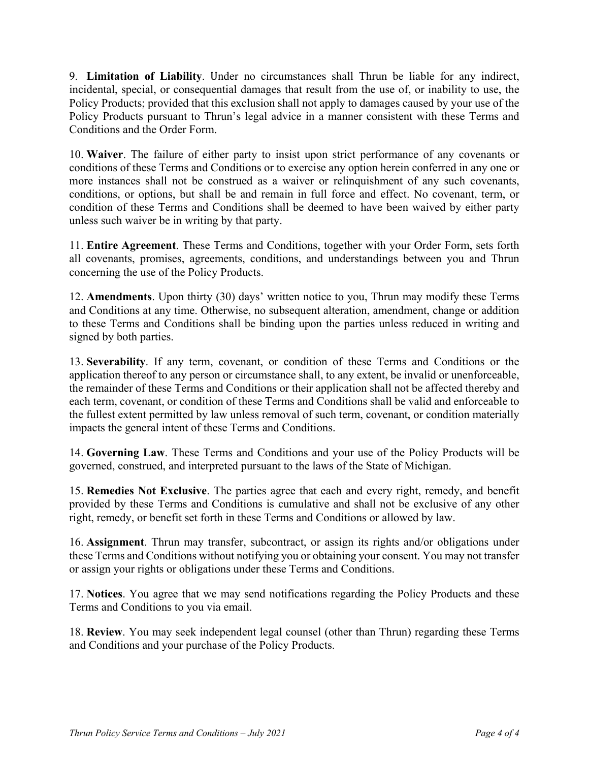9. **Limitation of Liability**. Under no circumstances shall Thrun be liable for any indirect, incidental, special, or consequential damages that result from the use of, or inability to use, the Policy Products; provided that this exclusion shall not apply to damages caused by your use of the Policy Products pursuant to Thrun's legal advice in a manner consistent with these Terms and Conditions and the Order Form.

10. **Waiver**. The failure of either party to insist upon strict performance of any covenants or conditions of these Terms and Conditions or to exercise any option herein conferred in any one or more instances shall not be construed as a waiver or relinquishment of any such covenants, conditions, or options, but shall be and remain in full force and effect. No covenant, term, or condition of these Terms and Conditions shall be deemed to have been waived by either party unless such waiver be in writing by that party.

11. **Entire Agreement**. These Terms and Conditions, together with your Order Form, sets forth all covenants, promises, agreements, conditions, and understandings between you and Thrun concerning the use of the Policy Products.

12. **Amendments**. Upon thirty (30) days' written notice to you, Thrun may modify these Terms and Conditions at any time. Otherwise, no subsequent alteration, amendment, change or addition to these Terms and Conditions shall be binding upon the parties unless reduced in writing and signed by both parties.

13. **Severability**. If any term, covenant, or condition of these Terms and Conditions or the application thereof to any person or circumstance shall, to any extent, be invalid or unenforceable, the remainder of these Terms and Conditions or their application shall not be affected thereby and each term, covenant, or condition of these Terms and Conditions shall be valid and enforceable to the fullest extent permitted by law unless removal of such term, covenant, or condition materially impacts the general intent of these Terms and Conditions.

14. **Governing Law**. These Terms and Conditions and your use of the Policy Products will be governed, construed, and interpreted pursuant to the laws of the State of Michigan.

15. **Remedies Not Exclusive**. The parties agree that each and every right, remedy, and benefit provided by these Terms and Conditions is cumulative and shall not be exclusive of any other right, remedy, or benefit set forth in these Terms and Conditions or allowed by law.

16. **Assignment**. Thrun may transfer, subcontract, or assign its rights and/or obligations under these Terms and Conditions without notifying you or obtaining your consent. You may not transfer or assign your rights or obligations under these Terms and Conditions.

17. **Notices**. You agree that we may send notifications regarding the Policy Products and these Terms and Conditions to you via email.

18. **Review**. You may seek independent legal counsel (other than Thrun) regarding these Terms and Conditions and your purchase of the Policy Products.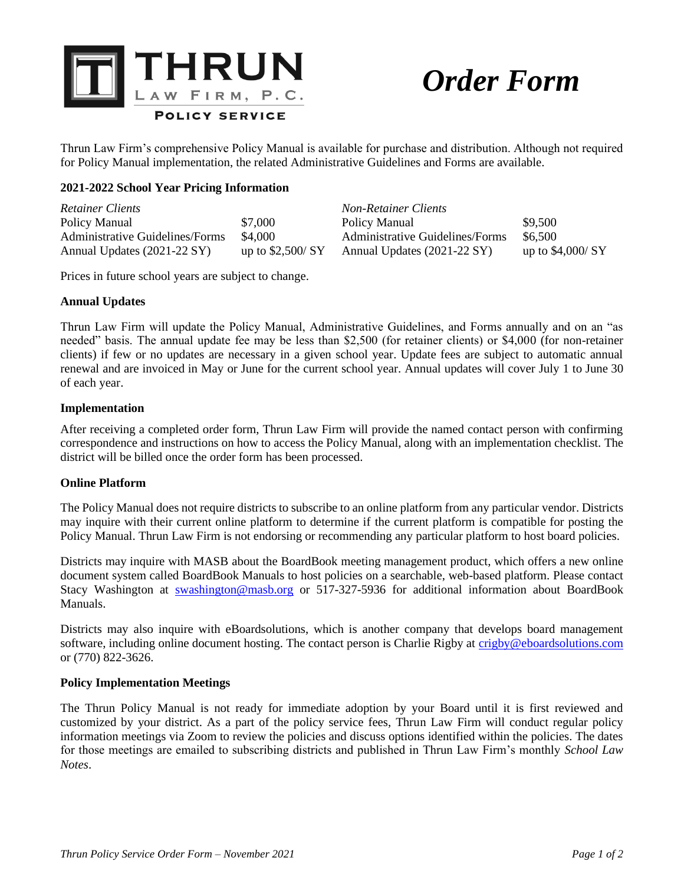THRUN LAW FIRM, P.C.

POLICY SERVICE

# Order Form

Thrun Law Firm's comprehensive Policy Manual is available for purchase and distribution. Although not required for Policy Manual implementation, the related Administrative Guidelines and Forms are available.

**2021-2022 School Year Pricing Information**

| *Retainer Clients* | | *Non-Retainer Clients* | |
|---|---|---|---|
| Policy Manual | $7,000 | Policy Manual | $9,500 |
| Administrative Guidelines/Forms | $4,000 | Administrative Guidelines/Forms | $6,500 |
| Annual Updates (2021-22 SY) | up to $2,500/ SY | Annual Updates (2021-22 SY) | up to $4,000/ SY |

Prices in future school years are subject to change.

**Annual Updates**

Thrun Law Firm will update the Policy Manual, Administrative Guidelines, and Forms annually and on an "as needed" basis. The annual update fee may be less than $2,500 (for retainer clients) or $4,000 (for non-retainer clients) if few or no updates are necessary in a given school year. Update fees are subject to automatic annual renewal and are invoiced in May or June for the current school year. Annual updates will cover July 1 to June 30 of each year.

**Implementation**

After receiving a completed order form, Thrun Law Firm will provide the named contact person with confirming correspondence and instructions on how to access the Policy Manual, along with an implementation checklist. The district will be billed once the order form has been processed.

**Online Platform**

The Policy Manual does not require districts to subscribe to an online platform from any particular vendor. Districts may inquire with their current online platform to determine if the current platform is compatible for posting the Policy Manual. Thrun Law Firm is not endorsing or recommending any particular platform to host board policies.

Districts may inquire with MASB about the BoardBook meeting management product, which offers a new online document system called BoardBook Manuals to host policies on a searchable, web-based platform. Please contact Stacy Washington at swashington@masb.org or 517-327-5936 for additional information about BoardBook Manuals.

Districts may also inquire with eBoardsolutions, which is another company that develops board management software, including online document hosting. The contact person is Charlie Rigby at crigby@eboardsolutions.com or (770) 822-3626.

**Policy Implementation Meetings**

The Thrun Policy Manual is not ready for immediate adoption by your Board until it is first reviewed and customized by your district. As a part of the policy service fees, Thrun Law Firm will conduct regular policy information meetings via Zoom to review the policies and discuss options identified within the policies. The dates for those meetings are emailed to subscribing districts and published in Thrun Law Firm's monthly *School Law Notes*.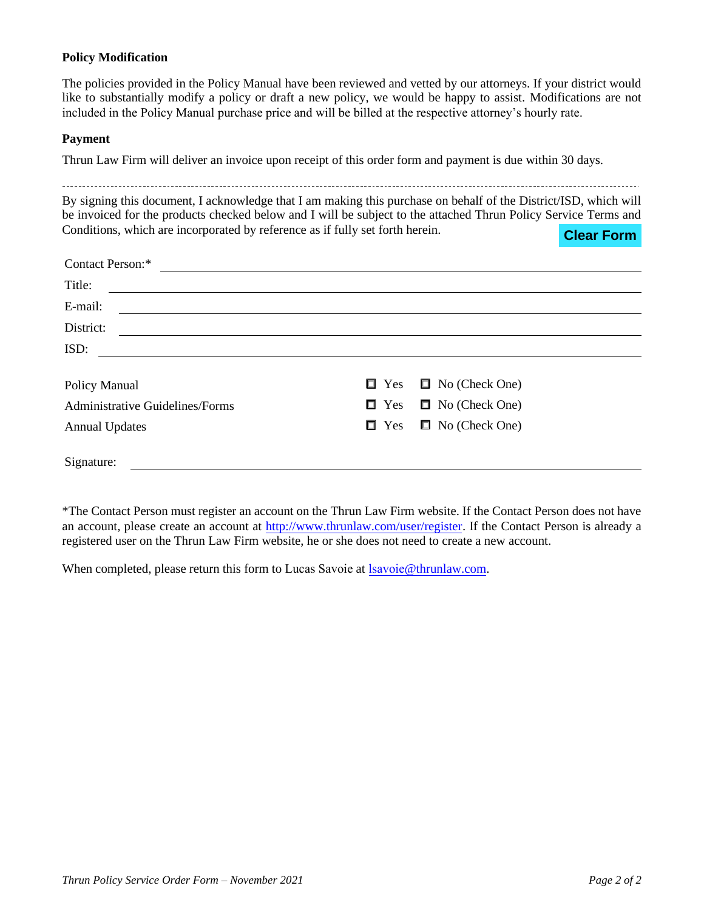**Policy Modification**

The policies provided in the Policy Manual have been reviewed and vetted by our attorneys. If your district would like to substantially modify a policy or draft a new policy, we would be happy to assist. Modifications are not included in the Policy Manual purchase price and will be billed at the respective attorney's hourly rate.

**Payment**

Thrun Law Firm will deliver an invoice upon receipt of this order form and payment is due within 30 days.

---

By signing this document, I acknowledge that I am making this purchase on behalf of the District/ISD, which will be invoiced for the products checked below and I will be subject to the attached Thrun Policy Service Terms and Conditions, which are incorporated by reference as if fully set forth herein.

Clear Form

Contact Person:* ______________________________

Title: ______________________________

E-mail: ______________________________

District: ______________________________

ISD: ______________________________

| | | |
|---|---|---|
| Policy Manual | ☐ Yes | ☐ No (Check One) |
| Administrative Guidelines/Forms | ☐ Yes | ☐ No (Check One) |
| Annual Updates | ☐ Yes | ☐ No (Check One) |

Signature: ______________________________

*The Contact Person must register an account on the Thrun Law Firm website. If the Contact Person does not have an account, please create an account at http://www.thrunlaw.com/user/register. If the Contact Person is already a registered user on the Thrun Law Firm website, he or she does not need to create a new account.

When completed, please return this form to Lucas Savoie at lsavoie@thrunlaw.com.

*Thrun Policy Service Order Form – November 2021*